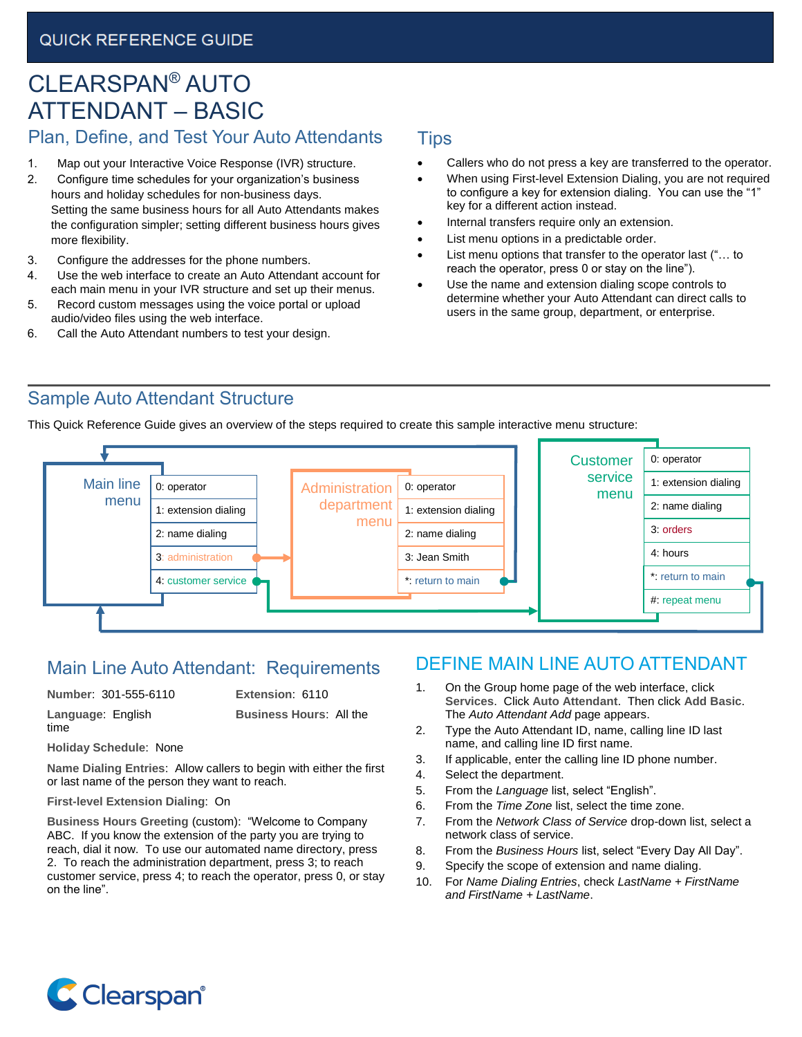QUICK REFERENCE GUIDE

# CLEARSPAN® AUTO ATTENDANT – BASIC

## Plan, Define, and Test Your Auto Attendants

1. Map out your Interactive Voice Response (IVR) structure.
2. Configure time schedules for your organization's business hours and holiday schedules for non-business days.
   Setting the same business hours for all Auto Attendants makes the configuration simpler; setting different business hours gives more flexibility.
3. Configure the addresses for the phone numbers.
4. Use the web interface to create an Auto Attendant account for each main menu in your IVR structure and set up their menus.
5. Record custom messages using the voice portal or upload audio/video files using the web interface.
6. Call the Auto Attendant numbers to test your design.

## Tips

- Callers who do not press a key are transferred to the operator.
- When using First-level Extension Dialing, you are not required to configure a key for extension dialing. You can use the "1" key for a different action instead.
- Internal transfers require only an extension.
- List menu options in a predictable order.
- List menu options that transfer to the operator last ("… to reach the operator, press 0 or stay on the line").
- Use the name and extension dialing scope controls to determine whether your Auto Attendant can direct calls to users in the same group, department, or enterprise.

## Sample Auto Attendant Structure

This Quick Reference Guide gives an overview of the steps required to create this sample interactive menu structure:

**Main line menu**
- 0: operator
- 1: extension dialing
- 2: name dialing
- 3: administration
- 4: customer service

**Administration department menu**
- 0: operator
- 1: extension dialing
- 2: name dialing
- 3: Jean Smith
- *: return to main

**Customer service menu**
- 0: operator
- 1: extension dialing
- 2: name dialing
- 3: orders
- 4: hours
- *: return to main
- #: repeat menu

## Main Line Auto Attendant: Requirements

**Number**: 301-555-6110

**Extension**: 6110

**Language**: English

**Business Hours**: All the time

**Holiday Schedule**: None

**Name Dialing Entries**: Allow callers to begin with either the first or last name of the person they want to reach.

**First-level Extension Dialing**: On

**Business Hours Greeting** (custom): "Welcome to Company ABC. If you know the extension of the party you are trying to reach, dial it now. To use our automated name directory, press 2. To reach the administration department, press 3; to reach customer service, press 4; to reach the operator, press 0, or stay on the line".

## DEFINE MAIN LINE AUTO ATTENDANT

1. On the Group home page of the web interface, click **Services**. Click **Auto Attendant**. Then click **Add Basic**. The *Auto Attendant Add* page appears.
2. Type the Auto Attendant ID, name, calling line ID last name, and calling line ID first name.
3. If applicable, enter the calling line ID phone number.
4. Select the department.
5. From the *Language* list, select "English".
6. From the *Time Zone* list, select the time zone.
7. From the *Network Class of Service* drop-down list, select a network class of service.
8. From the *Business Hours* list, select "Every Day All Day".
9. Specify the scope of extension and name dialing.
10. For *Name Dialing Entries*, check *LastName + FirstName and FirstName + LastName*.

Clearspan®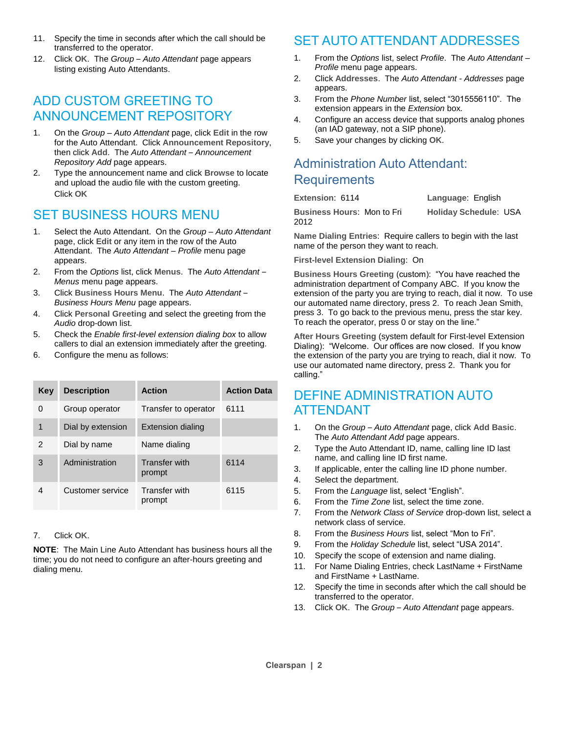11. Specify the time in seconds after which the call should be transferred to the operator.
12. Click **OK**. The *Group – Auto Attendant* page appears listing existing Auto Attendants.

## ADD CUSTOM GREETING TO ANNOUNCEMENT REPOSITORY

1. On the *Group – Auto Attendant* page, click **Edit** in the row for the Auto Attendant. Click **Announcement Repository**, then click **Add**. The *Auto Attendant – Announcement Repository Add* page appears.
2. Type the announcement name and click **Browse** to locate and upload the audio file with the custom greeting. Click **OK**

## SET BUSINESS HOURS MENU

1. Select the Auto Attendant. On the *Group – Auto Attendant* page, click **Edit** or any item in the row of the Auto Attendant. The *Auto Attendant – Profile* menu page appears.
2. From the *Options* list, click **Menus**. The *Auto Attendant – Menus* menu page appears.
3. Click **Business Hours Menu**. The *Auto Attendant – Business Hours Menu* page appears.
4. Click **Personal Greeting** and select the greeting from the *Audio* drop-down list.
5. Check the *Enable first-level extension dialing box* to allow callers to dial an extension immediately after the greeting.
6. Configure the menu as follows:

| Key | Description | Action | Action Data |
|---|---|---|---|
| 0 | Group operator | Transfer to operator | 6111 |
| 1 | Dial by extension | Extension dialing | |
| 2 | Dial by name | Name dialing | |
| 3 | Administration | Transfer with prompt | 6114 |
| 4 | Customer service | Transfer with prompt | 6115 |

7. Click **OK**.

**NOTE**: The Main Line Auto Attendant has business hours all the time; you do not need to configure an after-hours greeting and dialing menu.

## SET AUTO ATTENDANT ADDRESSES

1. From the *Options* list, select *Profile*. The *Auto Attendant – Profile* menu page appears.
2. Click **Addresses**. The *Auto Attendant - Addresses* page appears.
3. From the *Phone Number* list, select “3015556110”. The extension appears in the *Extension* box.
4. Configure an access device that supports analog phones (an IAD gateway, not a SIP phone).
5. Save your changes by clicking **OK**.

## Administration Auto Attendant: Requirements

**Extension**: 6114

**Language**: English

**Business Hours**: Mon to Fri 2012

**Holiday Schedule**: USA

**Name Dialing Entries**: Require callers to begin with the last name of the person they want to reach.

**First-level Extension Dialing**: On

**Business Hours Greeting** (custom): “You have reached the administration department of Company ABC. If you know the extension of the party you are trying to reach, dial it now. To use our automated name directory, press 2. To reach Jean Smith, press 3. To go back to the previous menu, press the star key. To reach the operator, press 0 or stay on the line.”

**After Hours Greeting** (system default for First-level Extension Dialing): “Welcome. Our offices are now closed. If you know the extension of the party you are trying to reach, dial it now. To use our automated name directory, press 2. Thank you for calling.”

## DEFINE ADMINISTRATION AUTO ATTENDANT

1. On the *Group – Auto Attendant* page, click **Add Basic**. The *Auto Attendant Add* page appears.
2. Type the Auto Attendant ID, name, calling line ID last name, and calling line ID first name.
3. If applicable, enter the calling line ID phone number.
4. Select the department.
5. From the *Language* list, select “English”.
6. From the *Time Zone* list, select the time zone.
7. From the *Network Class of Service* drop-down list, select a network class of service.
8. From the *Business Hours* list, select “Mon to Fri”.
9. From the *Holiday Schedule* list, select “USA 2014”.
10. Specify the scope of extension and name dialing.
11. For Name Dialing Entries, check LastName + FirstName and FirstName + LastName.
12. Specify the time in seconds after which the call should be transferred to the operator.
13. Click **OK**. The *Group – Auto Attendant* page appears.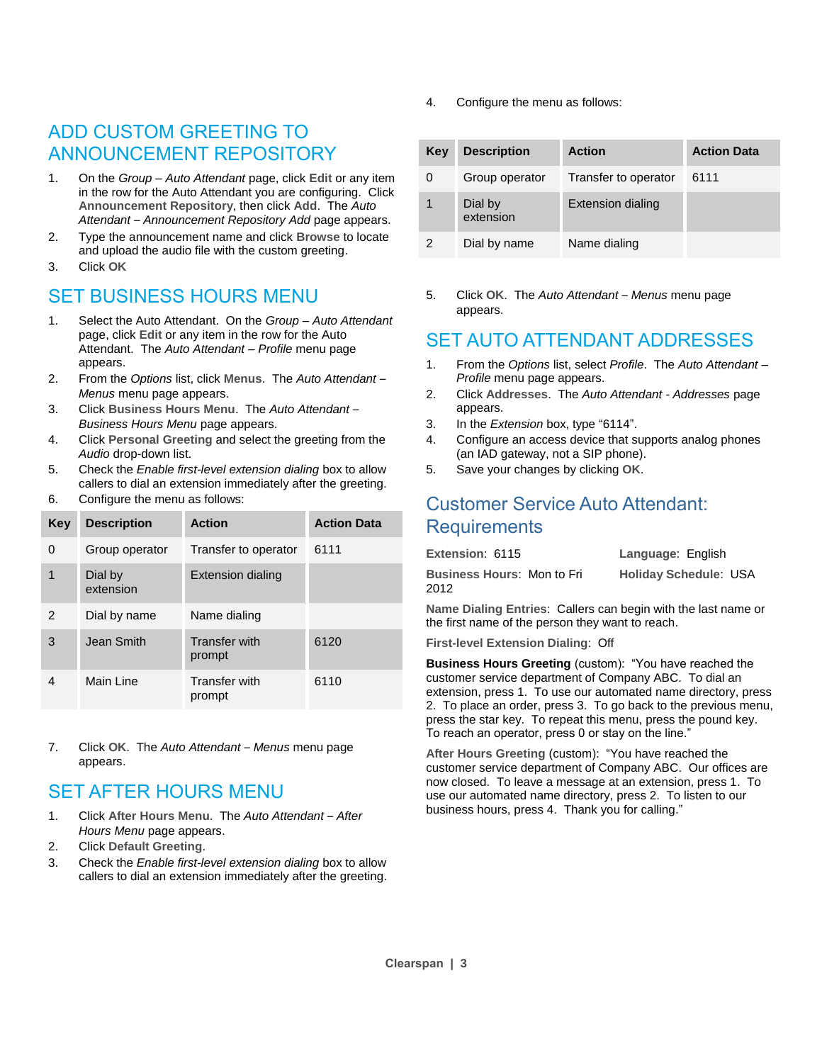## ADD CUSTOM GREETING TO ANNOUNCEMENT REPOSITORY

1. On the *Group – Auto Attendant* page, click **Edit** or any item in the row for the Auto Attendant you are configuring. Click **Announcement Repository**, then click **Add**. The *Auto Attendant – Announcement Repository Add* page appears.
2. Type the announcement name and click **Browse** to locate and upload the audio file with the custom greeting.
3. Click **OK**

## SET BUSINESS HOURS MENU

1. Select the Auto Attendant. On the *Group – Auto Attendant* page, click **Edit** or any item in the row for the Auto Attendant. The *Auto Attendant – Profile* menu page appears.
2. From the *Options* list, click **Menus**. The *Auto Attendant – Menus* menu page appears.
3. Click **Business Hours Menu**. The *Auto Attendant – Business Hours Menu* page appears.
4. Click **Personal Greeting** and select the greeting from the *Audio* drop-down list.
5. Check the *Enable first-level extension dialing* box to allow callers to dial an extension immediately after the greeting.
6. Configure the menu as follows:

| Key | Description | Action | Action Data |
|---|---|---|---|
| 0 | Group operator | Transfer to operator | 6111 |
| 1 | Dial by extension | Extension dialing | |
| 2 | Dial by name | Name dialing | |
| 3 | Jean Smith | Transfer with prompt | 6120 |
| 4 | Main Line | Transfer with prompt | 6110 |

7. Click **OK**. The *Auto Attendant – Menus* menu page appears.

## SET AFTER HOURS MENU

1. Click **After Hours Menu**. The *Auto Attendant – After Hours Menu* page appears.
2. Click **Default Greeting**.
3. Check the *Enable first-level extension dialing* box to allow callers to dial an extension immediately after the greeting.
4. Configure the menu as follows:

| Key | Description | Action | Action Data |
|---|---|---|---|
| 0 | Group operator | Transfer to operator | 6111 |
| 1 | Dial by extension | Extension dialing | |
| 2 | Dial by name | Name dialing | |

5. Click **OK**. The *Auto Attendant – Menus* menu page appears.

## SET AUTO ATTENDANT ADDRESSES

1. From the *Options* list, select *Profile*. The *Auto Attendant – Profile* menu page appears.
2. Click **Addresses**. The *Auto Attendant - Addresses* page appears.
3. In the *Extension* box, type "6114".
4. Configure an access device that supports analog phones (an IAD gateway, not a SIP phone).
5. Save your changes by clicking **OK**.

## Customer Service Auto Attendant: Requirements

**Extension**: 6115

**Language**: English

**Business Hours**: Mon to Fri 2012

**Holiday Schedule**: USA

**Name Dialing Entries**: Callers can begin with the last name or the first name of the person they want to reach.

**First-level Extension Dialing**: Off

**Business Hours Greeting** (custom): "You have reached the customer service department of Company ABC. To dial an extension, press 1. To use our automated name directory, press 2. To place an order, press 3. To go back to the previous menu, press the star key. To repeat this menu, press the pound key. To reach an operator, press 0 or stay on the line."

**After Hours Greeting** (custom): "You have reached the customer service department of Company ABC. Our offices are now closed. To leave a message at an extension, press 1. To use our automated name directory, press 2. To listen to our business hours, press 4. Thank you for calling."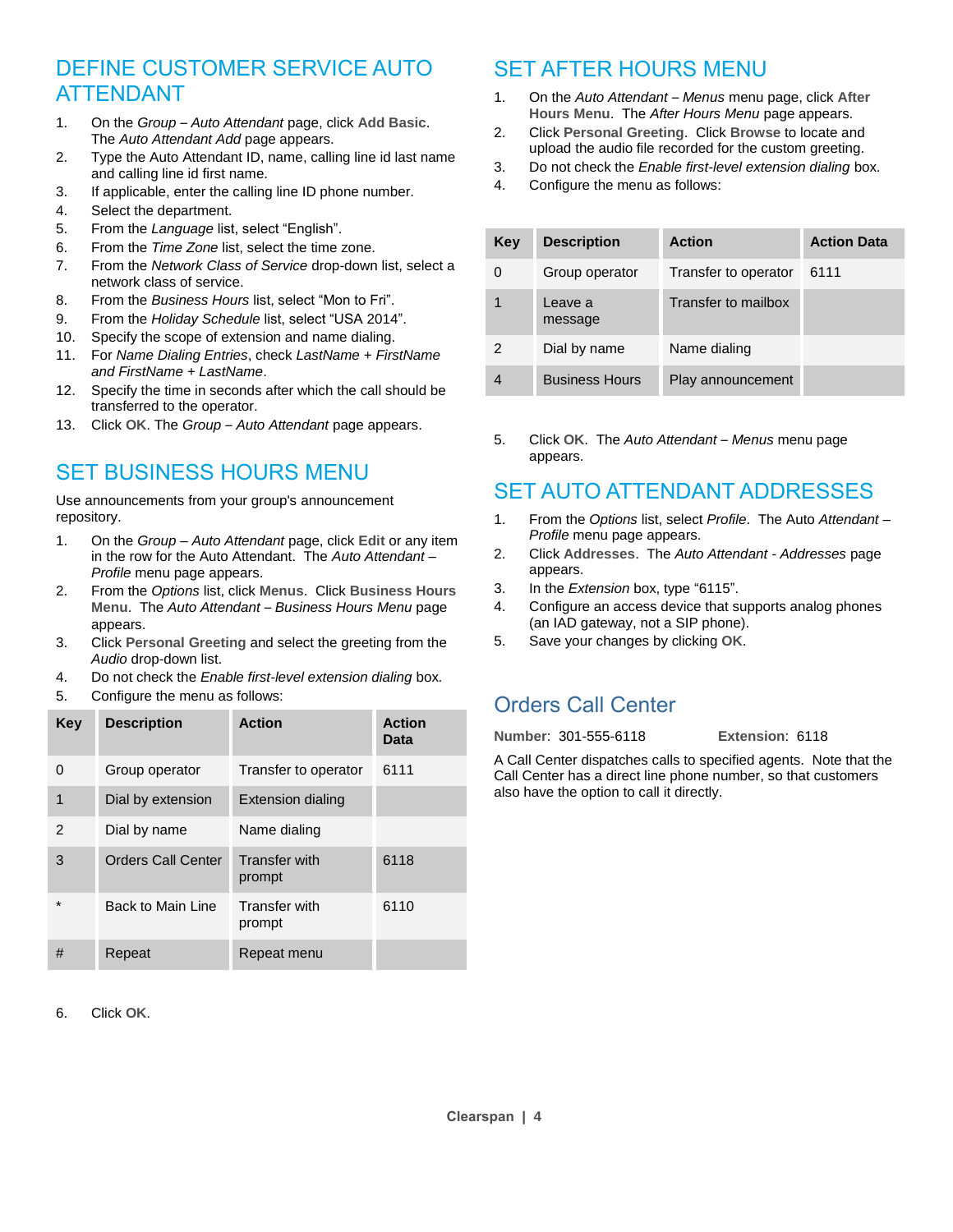## DEFINE CUSTOMER SERVICE AUTO ATTENDANT

1. On the *Group – Auto Attendant* page, click **Add Basic**. The *Auto Attendant Add* page appears.
2. Type the Auto Attendant ID, name, calling line id last name and calling line id first name.
3. If applicable, enter the calling line ID phone number.
4. Select the department.
5. From the *Language* list, select “English”.
6. From the *Time Zone* list, select the time zone.
7. From the *Network Class of Service* drop-down list, select a network class of service.
8. From the *Business Hours* list, select “Mon to Fri”.
9. From the *Holiday Schedule* list, select “USA 2014”.
10. Specify the scope of extension and name dialing.
11. For *Name Dialing Entries*, check *LastName + FirstName and FirstName + LastName*.
12. Specify the time in seconds after which the call should be transferred to the operator.
13. Click **OK**. The *Group – Auto Attendant* page appears.

## SET BUSINESS HOURS MENU

Use announcements from your group's announcement repository.

1. On the *Group – Auto Attendant* page, click **Edit** or any item in the row for the Auto Attendant. The *Auto Attendant – Profile* menu page appears.
2. From the *Options* list, click **Menus**. Click **Business Hours Menu**. The *Auto Attendant – Business Hours Menu* page appears.
3. Click **Personal Greeting** and select the greeting from the *Audio* drop-down list.
4. Do not check the *Enable first-level extension dialing* box.
5. Configure the menu as follows:

| Key | Description | Action | Action Data |
|---|---|---|---|
| 0 | Group operator | Transfer to operator | 6111 |
| 1 | Dial by extension | Extension dialing | |
| 2 | Dial by name | Name dialing | |
| 3 | Orders Call Center | Transfer with prompt | 6118 |
| * | Back to Main Line | Transfer with prompt | 6110 |
| # | Repeat | Repeat menu | |

6. Click **OK**.

## SET AFTER HOURS MENU

1. On the *Auto Attendant – Menus* menu page, click **After Hours Menu**. The *After Hours Menu* page appears.
2. Click **Personal Greeting**. Click **Browse** to locate and upload the audio file recorded for the custom greeting.
3. Do not check the *Enable first-level extension dialing* box.
4. Configure the menu as follows:

| Key | Description | Action | Action Data |
|---|---|---|---|
| 0 | Group operator | Transfer to operator | 6111 |
| 1 | Leave a message | Transfer to mailbox | |
| 2 | Dial by name | Name dialing | |
| 4 | Business Hours | Play announcement | |

5. Click **OK**. The *Auto Attendant – Menus* menu page appears.

## SET AUTO ATTENDANT ADDRESSES

1. From the *Options* list, select *Profile*. The Auto *Attendant – Profile* menu page appears.
2. Click **Addresses**. The *Auto Attendant - Addresses* page appears.
3. In the *Extension* box, type “6115”.
4. Configure an access device that supports analog phones (an IAD gateway, not a SIP phone).
5. Save your changes by clicking **OK**.

## Orders Call Center

**Number**: 301-555-6118 **Extension**: 6118

A Call Center dispatches calls to specified agents. Note that the Call Center has a direct line phone number, so that customers also have the option to call it directly.